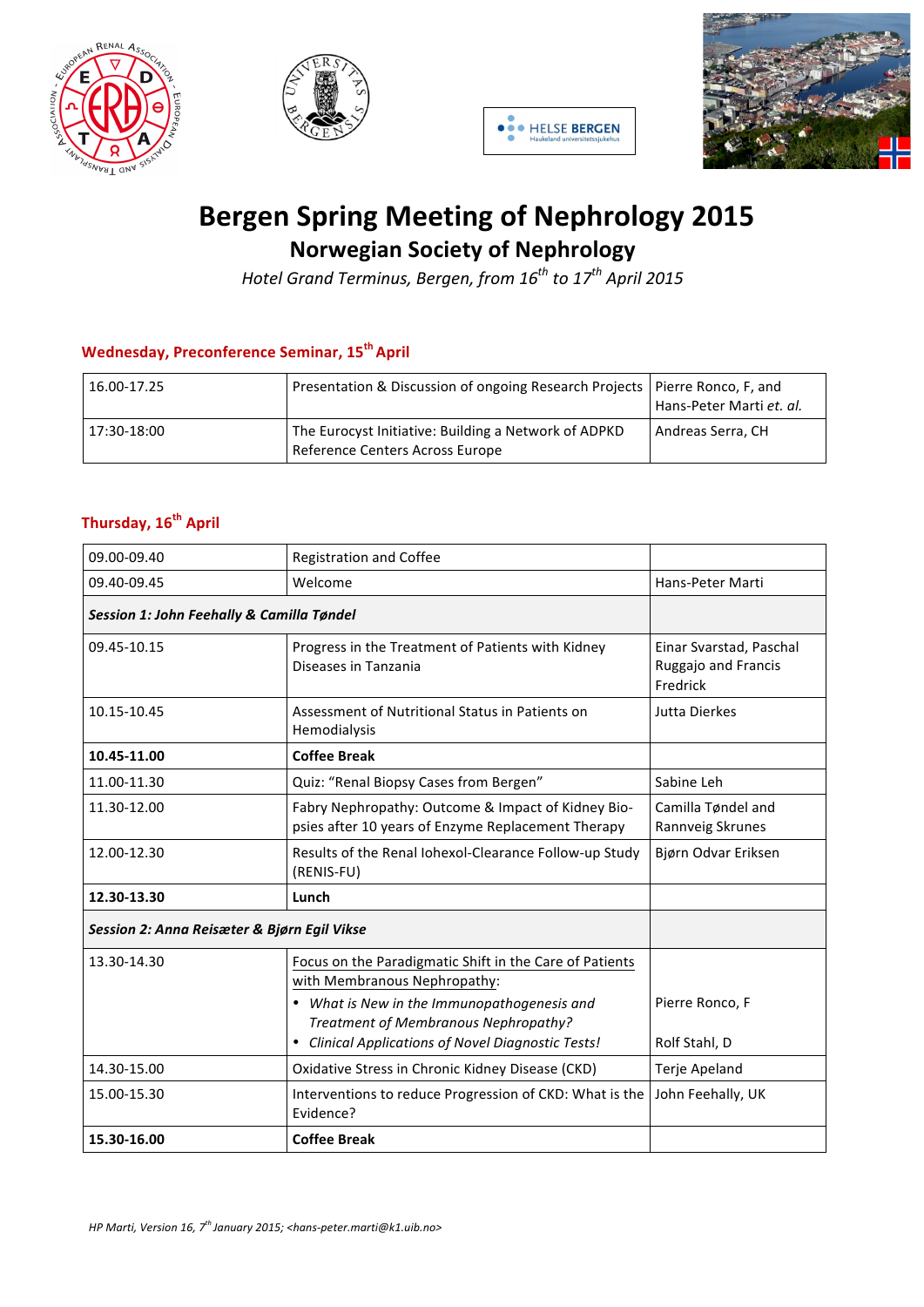# Bergen Spring Meeting of Nephrology 2015

## Norwegian Society of Nephrology

*Hotel Grand Terminus, Bergen, from 16th to 17th April 2015*

### Wednesday, Preconference Seminar, 15th April

| | | |
|---|---|---|
| 16.00-17.25 | Presentation & Discussion of ongoing Research Projects | Pierre Ronco, F, and Hans-Peter Marti *et. al.* |
| 17:30-18:00 | The Eurocyst Initiative: Building a Network of ADPKD Reference Centers Across Europe | Andreas Serra, CH |

### Thursday, 16th April

| | | |
|---|---|---|
| 09.00-09.40 | Registration and Coffee | |
| 09.40-09.45 | Welcome | Hans-Peter Marti |
| ***Session 1: John Feehally & Camilla Tøndel*** | | |
| 09.45-10.15 | Progress in the Treatment of Patients with Kidney Diseases in Tanzania | Einar Svarstad, Paschal Ruggajo and Francis Fredrick |
| 10.15-10.45 | Assessment of Nutritional Status in Patients on Hemodialysis | Jutta Dierkes |
| **10.45-11.00** | **Coffee Break** | |
| 11.00-11.30 | Quiz: "Renal Biopsy Cases from Bergen" | Sabine Leh |
| 11.30-12.00 | Fabry Nephropathy: Outcome & Impact of Kidney Biopsies after 10 years of Enzyme Replacement Therapy | Camilla Tøndel and Rannveig Skrunes |
| 12.00-12.30 | Results of the Renal Iohexol-Clearance Follow-up Study (RENIS-FU) | Bjørn Odvar Eriksen |
| **12.30-13.30** | **Lunch** | |
| ***Session 2: Anna Reisæter & Bjørn Egil Vikse*** | | |
| 13.30-14.30 | Focus on the Paradigmatic Shift in the Care of Patients with Membranous Nephropathy:<br>• *What is New in the Immunopathogenesis and Treatment of Membranous Nephropathy?*<br>• *Clinical Applications of Novel Diagnostic Tests!* | <br>Pierre Ronco, F<br><br>Rolf Stahl, D |
| 14.30-15.00 | Oxidative Stress in Chronic Kidney Disease (CKD) | Terje Apeland |
| 15.00-15.30 | Interventions to reduce Progression of CKD: What is the Evidence? | John Feehally, UK |
| **15.30-16.00** | **Coffee Break** | |

*HP Marti, Version 16, 7th January 2015; <hans-peter.marti@k1.uib.no>*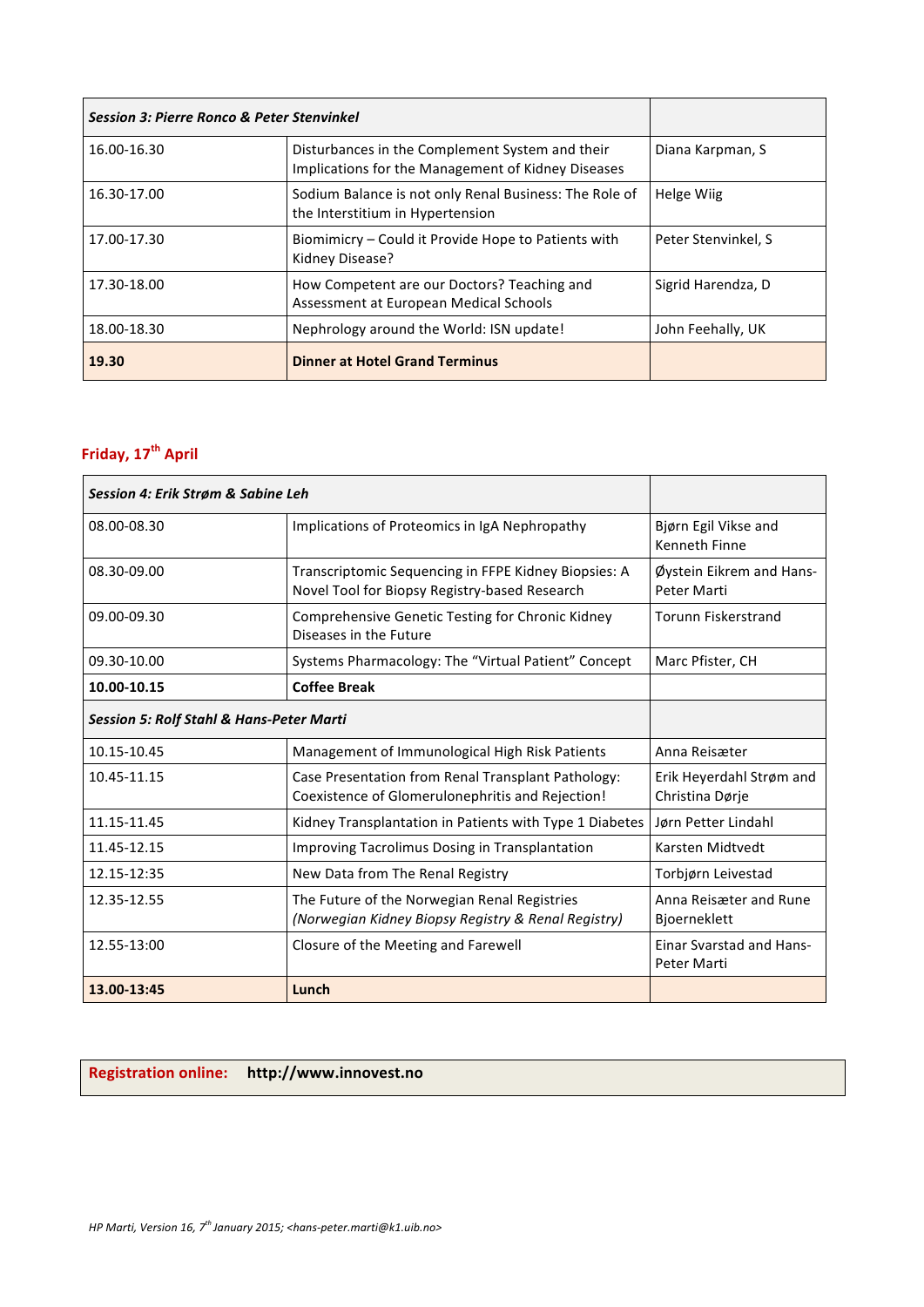| Session 3: Pierre Ronco & Peter Stenvinkel | | |
|---|---|---|
| 16.00-16.30 | Disturbances in the Complement System and their Implications for the Management of Kidney Diseases | Diana Karpman, S |
| 16.30-17.00 | Sodium Balance is not only Renal Business: The Role of the Interstitium in Hypertension | Helge Wiig |
| 17.00-17.30 | Biomimicry – Could it Provide Hope to Patients with Kidney Disease? | Peter Stenvinkel, S |
| 17.30-18.00 | How Competent are our Doctors? Teaching and Assessment at European Medical Schools | Sigrid Harendza, D |
| 18.00-18.30 | Nephrology around the World: ISN update! | John Feehally, UK |
| **19.30** | **Dinner at Hotel Grand Terminus** | |

## Friday, 17th April

| *Session 4: Erik Strøm & Sabine Leh* | | |
|---|---|---|
| 08.00-08.30 | Implications of Proteomics in IgA Nephropathy | Bjørn Egil Vikse and Kenneth Finne |
| 08.30-09.00 | Transcriptomic Sequencing in FFPE Kidney Biopsies: A Novel Tool for Biopsy Registry-based Research | Øystein Eikrem and Hans-Peter Marti |
| 09.00-09.30 | Comprehensive Genetic Testing for Chronic Kidney Diseases in the Future | Torunn Fiskerstrand |
| 09.30-10.00 | Systems Pharmacology: The "Virtual Patient" Concept | Marc Pfister, CH |
| **10.00-10.15** | **Coffee Break** | |
| *Session 5: Rolf Stahl & Hans-Peter Marti* | | |
| 10.15-10.45 | Management of Immunological High Risk Patients | Anna Reisæter |
| 10.45-11.15 | Case Presentation from Renal Transplant Pathology: Coexistence of Glomerulonephritis and Rejection! | Erik Heyerdahl Strøm and Christina Dørje |
| 11.15-11.45 | Kidney Transplantation in Patients with Type 1 Diabetes | Jørn Petter Lindahl |
| 11.45-12.15 | Improving Tacrolimus Dosing in Transplantation | Karsten Midtvedt |
| 12.15-12:35 | New Data from The Renal Registry | Torbjørn Leivestad |
| 12.35-12.55 | The Future of the Norwegian Renal Registries *(Norwegian Kidney Biopsy Registry & Renal Registry)* | Anna Reisæter and Rune Bjoerneklett |
| 12.55-13:00 | Closure of the Meeting and Farewell | Einar Svarstad and Hans-Peter Marti |
| **13.00-13:45** | **Lunch** | |

**Registration online:** **http://www.innovest.no**

*HP Marti, Version 16, 7th January 2015; <hans-peter.marti@k1.uib.no>*